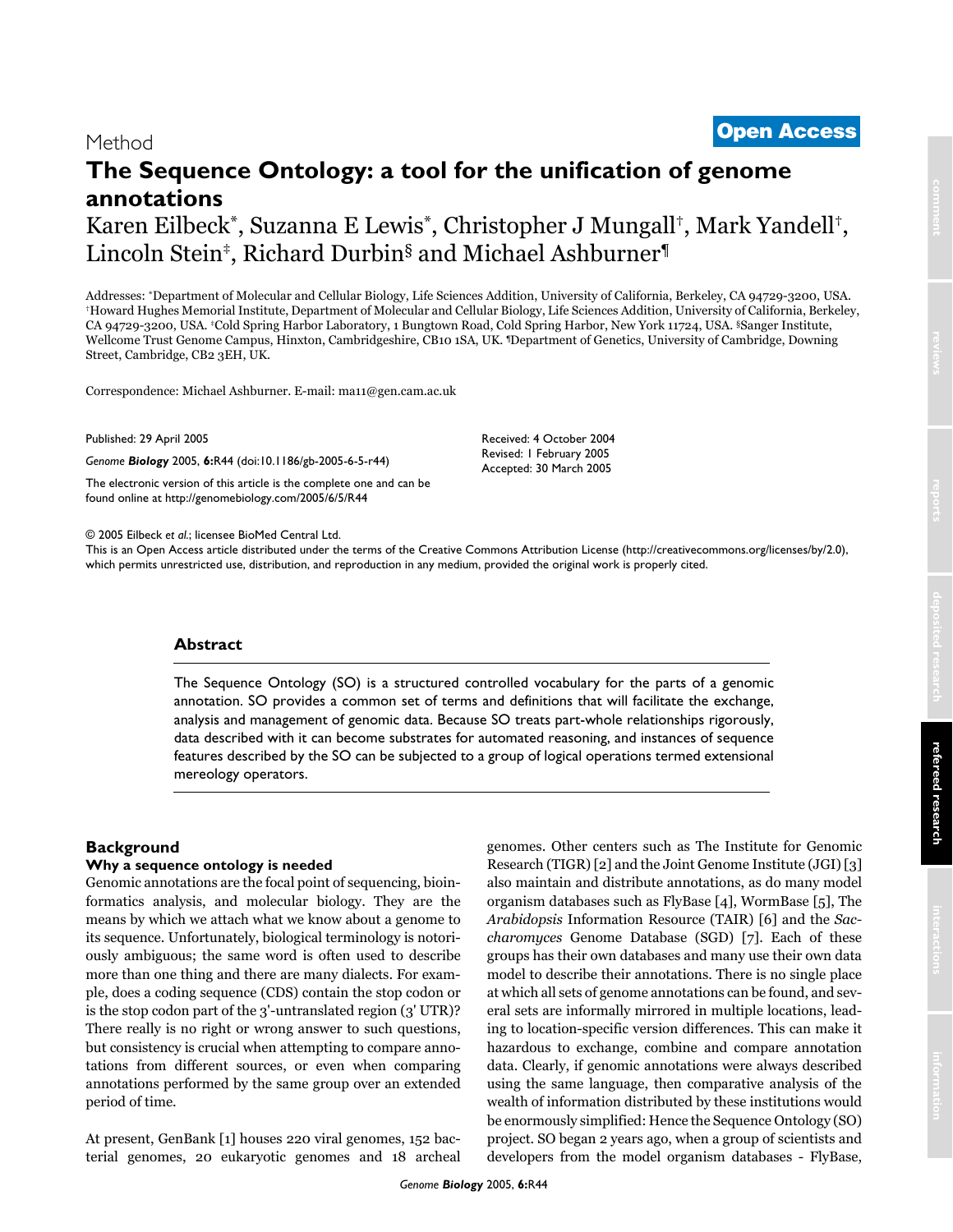Method

**Open Access**

# The Sequence Ontology: a tool for the unification of genome annotations

Karen Eilbeck[*], Suzanna E Lewis[*], Christopher J Mungall[†], Mark Yandell[†], Lincoln Stein[‡], Richard Durbin[§] and Michael Ashburner[¶]

Addresses: [*]Department of Molecular and Cellular Biology, Life Sciences Addition, University of California, Berkeley, CA 94729-3200, USA. [†]Howard Hughes Memorial Institute, Department of Molecular and Cellular Biology, Life Sciences Addition, University of California, Berkeley, CA 94729-3200, USA. [‡]Cold Spring Harbor Laboratory, 1 Bungtown Road, Cold Spring Harbor, New York 11724, USA. [§]Sanger Institute, Wellcome Trust Genome Campus, Hinxton, Cambridgeshire, CB10 1SA, UK. [¶]Department of Genetics, University of Cambridge, Downing Street, Cambridge, CB2 3EH, UK.

Correspondence: Michael Ashburner. E-mail: ma11@gen.cam.ac.uk

Published: 29 April 2005

*Genome* ***Biology*** 2005, **6:**R44 (doi:10.1186/gb-2005-6-5-r44)

The electronic version of this article is the complete one and can be found online at http://genomebiology.com/2005/6/5/R44

Received: 4 October 2004
Revised: 1 February 2005
Accepted: 30 March 2005

© 2005 Eilbeck *et al.*; licensee BioMed Central Ltd.
This is an Open Access article distributed under the terms of the Creative Commons Attribution License (http://creativecommons.org/licenses/by/2.0), which permits unrestricted use, distribution, and reproduction in any medium, provided the original work is properly cited.

## Abstract

The Sequence Ontology (SO) is a structured controlled vocabulary for the parts of a genomic annotation. SO provides a common set of terms and definitions that will facilitate the exchange, analysis and management of genomic data. Because SO treats part-whole relationships rigorously, data described with it can become substrates for automated reasoning, and instances of sequence features described by the SO can be subjected to a group of logical operations termed extensional mereology operators.

## Background

### Why a sequence ontology is needed

Genomic annotations are the focal point of sequencing, bioinformatics analysis, and molecular biology. They are the means by which we attach what we know about a genome to its sequence. Unfortunately, biological terminology is notoriously ambiguous; the same word is often used to describe more than one thing and there are many dialects. For example, does a coding sequence (CDS) contain the stop codon or is the stop codon part of the 3'-untranslated region (3' UTR)? There really is no right or wrong answer to such questions, but consistency is crucial when attempting to compare annotations from different sources, or even when comparing annotations performed by the same group over an extended period of time.

At present, GenBank [1] houses 220 viral genomes, 152 bacterial genomes, 20 eukaryotic genomes and 18 archeal genomes. Other centers such as The Institute for Genomic Research (TIGR) [2] and the Joint Genome Institute (JGI) [3] also maintain and distribute annotations, as do many model organism databases such as FlyBase [4], WormBase [5], The *Arabidopsis* Information Resource (TAIR) [6] and the *Saccharomyces* Genome Database (SGD) [7]. Each of these groups has their own databases and many use their own data model to describe their annotations. There is no single place at which all sets of genome annotations can be found, and several sets are informally mirrored in multiple locations, leading to location-specific version differences. This can make it hazardous to exchange, combine and compare annotation data. Clearly, if genomic annotations were always described using the same language, then comparative analysis of the wealth of information distributed by these institutions would be enormously simplified: Hence the Sequence Ontology (SO) project. SO began 2 years ago, when a group of scientists and developers from the model organism databases - FlyBase,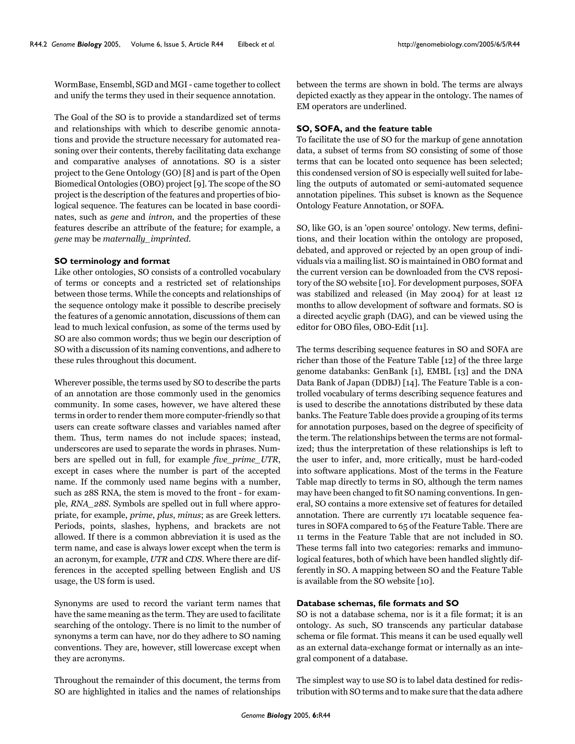WormBase, Ensembl, SGD and MGI - came together to collect and unify the terms they used in their sequence annotation.

The Goal of the SO is to provide a standardized set of terms and relationships with which to describe genomic annotations and provide the structure necessary for automated reasoning over their contents, thereby facilitating data exchange and comparative analyses of annotations. SO is a sister project to the Gene Ontology (GO) [8] and is part of the Open Biomedical Ontologies (OBO) project [9]. The scope of the SO project is the description of the features and properties of biological sequence. The features can be located in base coordinates, such as *gene* and *intron*, and the properties of these features describe an attribute of the feature; for example, a *gene* may be *maternally_imprinted*.

### SO terminology and format

Like other ontologies, SO consists of a controlled vocabulary of terms or concepts and a restricted set of relationships between those terms. While the concepts and relationships of the sequence ontology make it possible to describe precisely the features of a genomic annotation, discussions of them can lead to much lexical confusion, as some of the terms used by SO are also common words; thus we begin our description of SO with a discussion of its naming conventions, and adhere to these rules throughout this document.

Wherever possible, the terms used by SO to describe the parts of an annotation are those commonly used in the genomics community. In some cases, however, we have altered these terms in order to render them more computer-friendly so that users can create software classes and variables named after them. Thus, term names do not include spaces; instead, underscores are used to separate the words in phrases. Numbers are spelled out in full, for example *five_prime_UTR*, except in cases where the number is part of the accepted name. If the commonly used name begins with a number, such as 28S RNA, the stem is moved to the front - for example, *RNA_28S*. Symbols are spelled out in full where appropriate, for example, *prime*, *plus*, *minus*; as are Greek letters. Periods, points, slashes, hyphens, and brackets are not allowed. If there is a common abbreviation it is used as the term name, and case is always lower except when the term is an acronym, for example, *UTR* and *CDS*. Where there are differences in the accepted spelling between English and US usage, the US form is used.

Synonyms are used to record the variant term names that have the same meaning as the term. They are used to facilitate searching of the ontology. There is no limit to the number of synonyms a term can have, nor do they adhere to SO naming conventions. They are, however, still lowercase except when they are acronyms.

Throughout the remainder of this document, the terms from SO are highlighted in italics and the names of relationships between the terms are shown in bold. The terms are always depicted exactly as they appear in the ontology. The names of EM operators are underlined.

### SO, SOFA, and the feature table

To facilitate the use of SO for the markup of gene annotation data, a subset of terms from SO consisting of some of those terms that can be located onto sequence has been selected; this condensed version of SO is especially well suited for labeling the outputs of automated or semi-automated sequence annotation pipelines. This subset is known as the Sequence Ontology Feature Annotation, or SOFA.

SO, like GO, is an 'open source' ontology. New terms, definitions, and their location within the ontology are proposed, debated, and approved or rejected by an open group of individuals via a mailing list. SO is maintained in OBO format and the current version can be downloaded from the CVS repository of the SO website [10]. For development purposes, SOFA was stabilized and released (in May 2004) for at least 12 months to allow development of software and formats. SO is a directed acyclic graph (DAG), and can be viewed using the editor for OBO files, OBO-Edit [11].

The terms describing sequence features in SO and SOFA are richer than those of the Feature Table [12] of the three large genome databanks: GenBank [1], EMBL [13] and the DNA Data Bank of Japan (DDBJ) [14]. The Feature Table is a controlled vocabulary of terms describing sequence features and is used to describe the annotations distributed by these data banks. The Feature Table does provide a grouping of its terms for annotation purposes, based on the degree of specificity of the term. The relationships between the terms are not formalized; thus the interpretation of these relationships is left to the user to infer, and, more critically, must be hard-coded into software applications. Most of the terms in the Feature Table map directly to terms in SO, although the term names may have been changed to fit SO naming conventions. In general, SO contains a more extensive set of features for detailed annotation. There are currently 171 locatable sequence features in SOFA compared to 65 of the Feature Table. There are 11 terms in the Feature Table that are not included in SO. These terms fall into two categories: remarks and immunological features, both of which have been handled slightly differently in SO. A mapping between SO and the Feature Table is available from the SO website [10].

### Database schemas, file formats and SO

SO is not a database schema, nor is it a file format; it is an ontology. As such, SO transcends any particular database schema or file format. This means it can be used equally well as an external data-exchange format or internally as an integral component of a database.

The simplest way to use SO is to label data destined for redistribution with SO terms and to make sure that the data adhere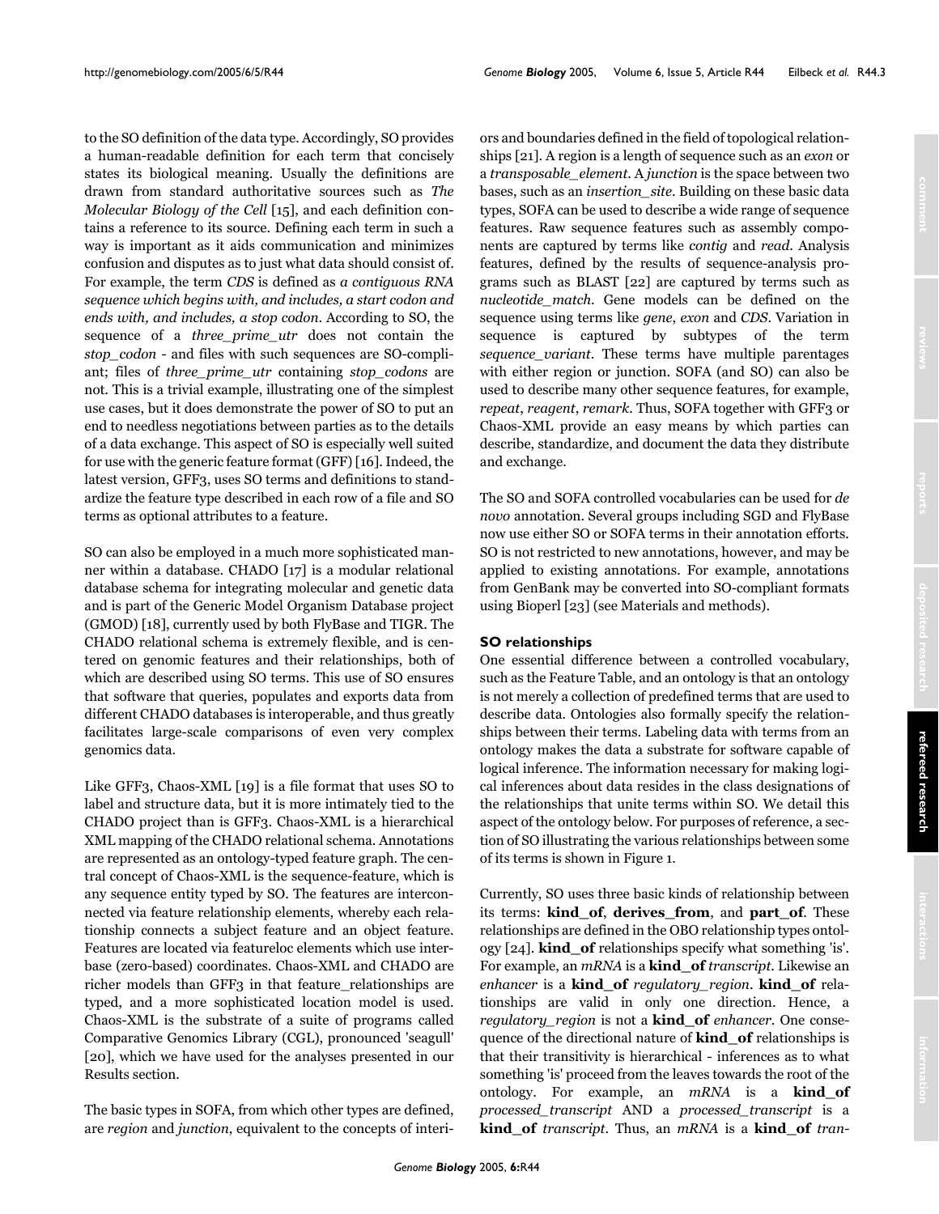to the SO definition of the data type. Accordingly, SO provides a human-readable definition for each term that concisely states its biological meaning. Usually the definitions are drawn from standard authoritative sources such as *The Molecular Biology of the Cell* [15], and each definition contains a reference to its source. Defining each term in such a way is important as it aids communication and minimizes confusion and disputes as to just what data should consist of. For example, the term *CDS* is defined as *a contiguous RNA sequence which begins with, and includes, a start codon and ends with, and includes, a stop codon*. According to SO, the sequence of a *three_prime_utr* does not contain the *stop_codon* - and files with such sequences are SO-compliant; files of *three_prime_utr* containing *stop_codons* are not. This is a trivial example, illustrating one of the simplest use cases, but it does demonstrate the power of SO to put an end to needless negotiations between parties as to the details of a data exchange. This aspect of SO is especially well suited for use with the generic feature format (GFF) [16]. Indeed, the latest version, GFF3, uses SO terms and definitions to standardize the feature type described in each row of a file and SO terms as optional attributes to a feature.

SO can also be employed in a much more sophisticated manner within a database. CHADO [17] is a modular relational database schema for integrating molecular and genetic data and is part of the Generic Model Organism Database project (GMOD) [18], currently used by both FlyBase and TIGR. The CHADO relational schema is extremely flexible, and is centered on genomic features and their relationships, both of which are described using SO terms. This use of SO ensures that software that queries, populates and exports data from different CHADO databases is interoperable, and thus greatly facilitates large-scale comparisons of even very complex genomics data.

Like GFF3, Chaos-XML [19] is a file format that uses SO to label and structure data, but it is more intimately tied to the CHADO project than is GFF3. Chaos-XML is a hierarchical XML mapping of the CHADO relational schema. Annotations are represented as an ontology-typed feature graph. The central concept of Chaos-XML is the sequence-feature, which is any sequence entity typed by SO. The features are interconnected via feature relationship elements, whereby each relationship connects a subject feature and an object feature. Features are located via featureloc elements which use interbase (zero-based) coordinates. Chaos-XML and CHADO are richer models than GFF3 in that feature_relationships are typed, and a more sophisticated location model is used. Chaos-XML is the substrate of a suite of programs called Comparative Genomics Library (CGL), pronounced 'seagull' [20], which we have used for the analyses presented in our Results section.

The basic types in SOFA, from which other types are defined, are *region* and *junction*, equivalent to the concepts of interiors and boundaries defined in the field of topological relationships [21]. A region is a length of sequence such as an *exon* or a *transposable_element*. A *junction* is the space between two bases, such as an *insertion_site*. Building on these basic data types, SOFA can be used to describe a wide range of sequence features. Raw sequence features such as assembly components are captured by terms like *contig* and *read*. Analysis features, defined by the results of sequence-analysis programs such as BLAST [22] are captured by terms such as *nucleotide_match*. Gene models can be defined on the sequence using terms like *gene*, *exon* and *CDS*. Variation in sequence is captured by subtypes of the term *sequence_variant*. These terms have multiple parentages with either region or junction. SOFA (and SO) can also be used to describe many other sequence features, for example, *repeat*, *reagent*, *remark*. Thus, SOFA together with GFF3 or Chaos-XML provide an easy means by which parties can describe, standardize, and document the data they distribute and exchange.

The SO and SOFA controlled vocabularies can be used for *de novo* annotation. Several groups including SGD and FlyBase now use either SO or SOFA terms in their annotation efforts. SO is not restricted to new annotations, however, and may be applied to existing annotations. For example, annotations from GenBank may be converted into SO-compliant formats using Bioperl [23] (see Materials and methods).

### SO relationships

One essential difference between a controlled vocabulary, such as the Feature Table, and an ontology is that an ontology is not merely a collection of predefined terms that are used to describe data. Ontologies also formally specify the relationships between their terms. Labeling data with terms from an ontology makes the data a substrate for software capable of logical inference. The information necessary for making logical inferences about data resides in the class designations of the relationships that unite terms within SO. We detail this aspect of the ontology below. For purposes of reference, a section of SO illustrating the various relationships between some of its terms is shown in Figure 1.

Currently, SO uses three basic kinds of relationship between its terms: **kind_of**, **derives_from**, and **part_of**. These relationships are defined in the OBO relationship types ontology [24]. **kind_of** relationships specify what something 'is'. For example, an *mRNA* is a **kind_of** *transcript*. Likewise an *enhancer* is a **kind_of** *regulatory_region*. **kind_of** relationships are valid in only one direction. Hence, a *regulatory_region* is not a **kind_of** *enhancer*. One consequence of the directional nature of **kind_of** relationships is that their transitivity is hierarchical - inferences as to what something 'is' proceed from the leaves towards the root of the ontology. For example, an *mRNA* is a **kind_of** *processed_transcript* AND a *processed_transcript* is a **kind_of** *transcript*. Thus, an *mRNA* is a **kind_of** *tran-*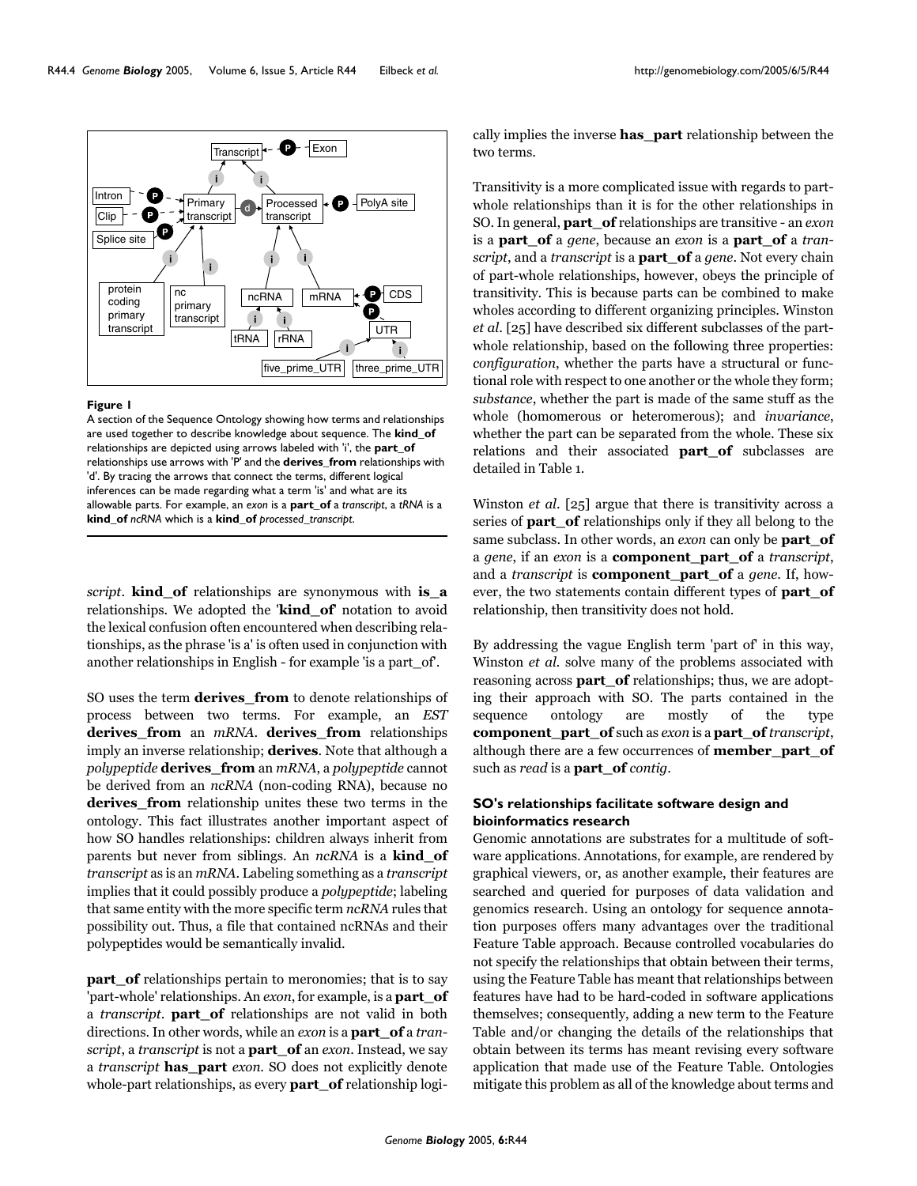Transcript

Exon

Intron

Clip

Splice site

Primary transcript

d

Processed transcript

PolyA site

protein coding primary transcript

nc primary transcript

ncRNA

mRNA

CDS

UTR

tRNA

rRNA

five_prime_UTR

three_prime_UTR

**Figure 1**

A section of the Sequence Ontology showing how terms and relationships are used together to describe knowledge about sequence. The **kind_of** relationships are depicted using arrows labeled with 'i', the **part_of** relationships use arrows with 'P' and the **derives_from** relationships with 'd'. By tracing the arrows that connect the terms, different logical inferences can be made regarding what a term 'is' and what are its allowable parts. For example, an *exon* is a **part_of** a *transcript*, a *tRNA* is a **kind_of** *ncRNA* which is a **kind_of** *processed_transcript*.

*script*. **kind_of** relationships are synonymous with **is_a** relationships. We adopted the '**kind_of**' notation to avoid the lexical confusion often encountered when describing relationships, as the phrase 'is a' is often used in conjunction with another relationships in English - for example 'is a part_of'.

SO uses the term **derives_from** to denote relationships of process between two terms. For example, an *EST* **derives_from** an *mRNA*. **derives_from** relationships imply an inverse relationship; **derives**. Note that although a *polypeptide* **derives_from** an *mRNA*, a *polypeptide* cannot be derived from an *ncRNA* (non-coding RNA), because no **derives_from** relationship unites these two terms in the ontology. This fact illustrates another important aspect of how SO handles relationships: children always inherit from parents but never from siblings. An *ncRNA* is a **kind_of** *transcript* as is an *mRNA*. Labeling something as a *transcript* implies that it could possibly produce a *polypeptide*; labeling that same entity with the more specific term *ncRNA* rules that possibility out. Thus, a file that contained ncRNAs and their polypeptides would be semantically invalid.

**part_of** relationships pertain to meronomies; that is to say 'part-whole' relationships. An *exon*, for example, is a **part_of** a *transcript*. **part_of** relationships are not valid in both directions. In other words, while an *exon* is a **part_of** a *transcript*, a *transcript* is not a **part_of** an *exon*. Instead, we say a *transcript* **has_part** *exon*. SO does not explicitly denote whole-part relationships, as every **part_of** relationship logically implies the inverse **has_part** relationship between the two terms.

Transitivity is a more complicated issue with regards to part-whole relationships than it is for the other relationships in SO. In general, **part_of** relationships are transitive - an *exon* is a **part_of** a *gene*, because an *exon* is a **part_of** a *transcript*, and a *transcript* is a **part_of** a *gene*. Not every chain of part-whole relationships, however, obeys the principle of transitivity. This is because parts can be combined to make wholes according to different organizing principles. Winston *et al*. [25] have described six different subclasses of the part-whole relationship, based on the following three properties: *configuration*, whether the parts have a structural or functional role with respect to one another or the whole they form; *substance*, whether the part is made of the same stuff as the whole (homomerous or heteromerous); and *invariance*, whether the part can be separated from the whole. These six relations and their associated **part_of** subclasses are detailed in Table 1.

Winston *et al*. [25] argue that there is transitivity across a series of **part_of** relationships only if they all belong to the same subclass. In other words, an *exon* can only be **part_of** a *gene*, if an *exon* is a **component_part_of** a *transcript*, and a *transcript* is **component_part_of** a *gene*. If, however, the two statements contain different types of **part_of** relationship, then transitivity does not hold.

By addressing the vague English term 'part of' in this way, Winston *et al.* solve many of the problems associated with reasoning across **part_of** relationships; thus, we are adopting their approach with SO. The parts contained in the sequence ontology are mostly of the type **component_part_of** such as *exon* is a **part_of** *transcript*, although there are a few occurrences of **member_part_of** such as *read* is a **part_of** *contig*.

### SO's relationships facilitate software design and bioinformatics research

Genomic annotations are substrates for a multitude of software applications. Annotations, for example, are rendered by graphical viewers, or, as another example, their features are searched and queried for purposes of data validation and genomics research. Using an ontology for sequence annotation purposes offers many advantages over the traditional Feature Table approach. Because controlled vocabularies do not specify the relationships that obtain between their terms, using the Feature Table has meant that relationships between features have had to be hard-coded in software applications themselves; consequently, adding a new term to the Feature Table and/or changing the details of the relationships that obtain between its terms has meant revising every software application that made use of the Feature Table. Ontologies mitigate this problem as all of the knowledge about terms and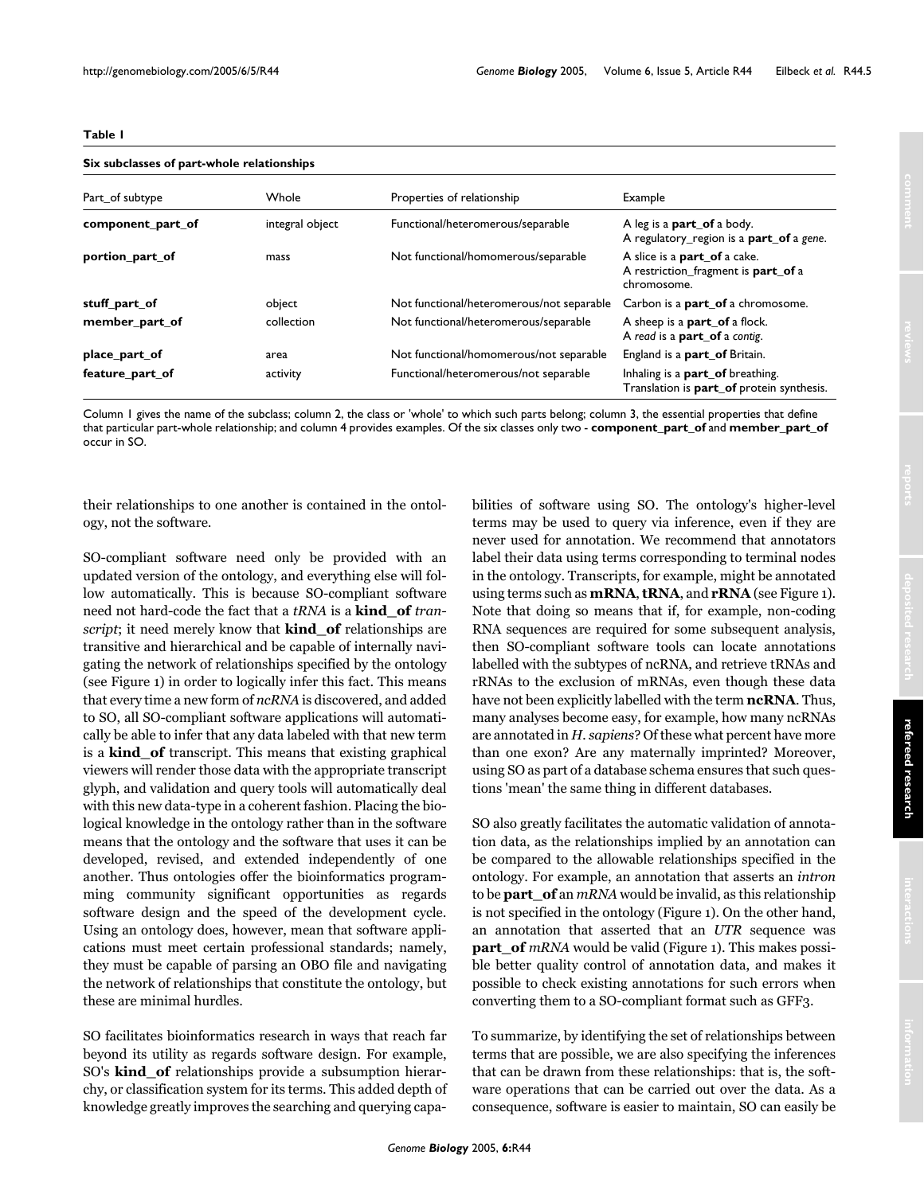**Table 1**

**Six subclasses of part-whole relationships**

| Part_of subtype | Whole | Properties of relationship | Example |
|---|---|---|---|
| **component_part_of** | integral object | Functional/heteromerous/separable | A leg is a **part_of** a body. A regulatory_region is a **part_of** a *gene*. |
| **portion_part_of** | mass | Not functional/homomerous/separable | A slice is a **part_of** a cake. A restriction_fragment is **part_of** a chromosome. |
| **stuff_part_of** | object | Not functional/heteromerous/not separable | Carbon is a **part_of** a chromosome. |
| **member_part_of** | collection | Not functional/heteromerous/separable | A sheep is a **part_of** a flock. A *read* is a **part_of** a *contig*. |
| **place_part_of** | area | Not functional/homomerous/not separable | England is a **part_of** Britain. |
| **feature_part_of** | activity | Functional/heteromerous/not separable | Inhaling is a **part_of** breathing. Translation is **part_of** protein synthesis. |

Column 1 gives the name of the subclass; column 2, the class or 'whole' to which such parts belong; column 3, the essential properties that define that particular part-whole relationship; and column 4 provides examples. Of the six classes only two - **component_part_of** and **member_part_of** occur in SO.

their relationships to one another is contained in the ontology, not the software.

SO-compliant software need only be provided with an updated version of the ontology, and everything else will follow automatically. This is because SO-compliant software need not hard-code the fact that a *tRNA* is a **kind_of** *transcript*; it need merely know that **kind_of** relationships are transitive and hierarchical and be capable of internally navigating the network of relationships specified by the ontology (see Figure 1) in order to logically infer this fact. This means that every time a new form of *ncRNA* is discovered, and added to SO, all SO-compliant software applications will automatically be able to infer that any data labeled with that new term is a **kind_of** transcript. This means that existing graphical viewers will render those data with the appropriate transcript glyph, and validation and query tools will automatically deal with this new data-type in a coherent fashion. Placing the biological knowledge in the ontology rather than in the software means that the ontology and the software that uses it can be developed, revised, and extended independently of one another. Thus ontologies offer the bioinformatics programming community significant opportunities as regards software design and the speed of the development cycle. Using an ontology does, however, mean that software applications must meet certain professional standards; namely, they must be capable of parsing an OBO file and navigating the network of relationships that constitute the ontology, but these are minimal hurdles.

SO facilitates bioinformatics research in ways that reach far beyond its utility as regards software design. For example, SO's **kind_of** relationships provide a subsumption hierarchy, or classification system for its terms. This added depth of knowledge greatly improves the searching and querying capabilities of software using SO. The ontology's higher-level terms may be used to query via inference, even if they are never used for annotation. We recommend that annotators label their data using terms corresponding to terminal nodes in the ontology. Transcripts, for example, might be annotated using terms such as **mRNA**, **tRNA**, and **rRNA** (see Figure 1). Note that doing so means that if, for example, non-coding RNA sequences are required for some subsequent analysis, then SO-compliant software tools can locate annotations labelled with the subtypes of ncRNA, and retrieve tRNAs and rRNAs to the exclusion of mRNAs, even though these data have not been explicitly labelled with the term **ncRNA**. Thus, many analyses become easy, for example, how many ncRNAs are annotated in *H. sapiens*? Of these what percent have more than one exon? Are any maternally imprinted? Moreover, using SO as part of a database schema ensures that such questions 'mean' the same thing in different databases.

SO also greatly facilitates the automatic validation of annotation data, as the relationships implied by an annotation can be compared to the allowable relationships specified in the ontology. For example, an annotation that asserts an *intron* to be **part_of** an *mRNA* would be invalid, as this relationship is not specified in the ontology (Figure 1). On the other hand, an annotation that asserted that an *UTR* sequence was **part_of** *mRNA* would be valid (Figure 1). This makes possible better quality control of annotation data, and makes it possible to check existing annotations for such errors when converting them to a SO-compliant format such as GFF3.

To summarize, by identifying the set of relationships between terms that are possible, we are also specifying the inferences that can be drawn from these relationships: that is, the software operations that can be carried out over the data. As a consequence, software is easier to maintain, SO can easily be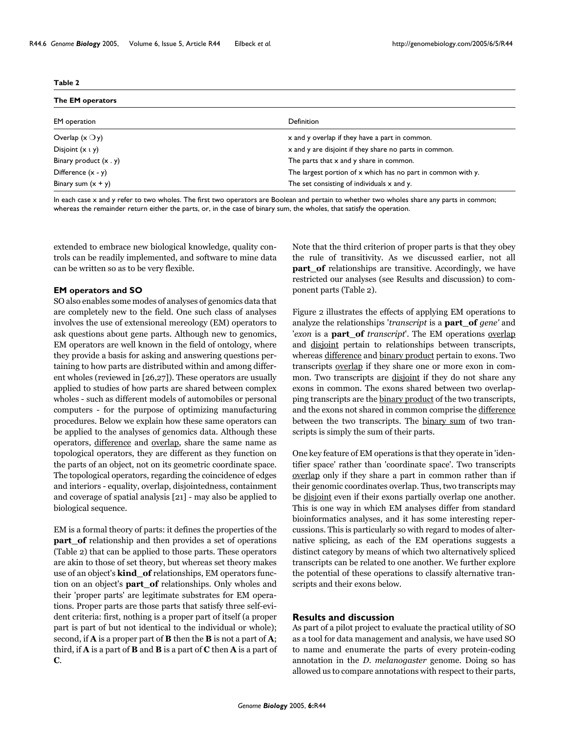**Table 2**

**The EM operators**

| EM operation | Definition |
|---|---|
| Overlap (x ❍ y) | x and y overlap if they have a part in common. |
| Disjoint (x ι y) | x and y are disjoint if they share no parts in common. |
| Binary product (x . y) | The parts that x and y share in common. |
| Difference (x - y) | The largest portion of x which has no part in common with y. |
| Binary sum (x + y) | The set consisting of individuals x and y. |

In each case x and y refer to two wholes. The first two operators are Boolean and pertain to whether two wholes share any parts in common; whereas the remainder return either the parts, or, in the case of binary sum, the wholes, that satisfy the operation.

extended to embrace new biological knowledge, quality controls can be readily implemented, and software to mine data can be written so as to be very flexible.

### EM operators and SO

SO also enables some modes of analyses of genomics data that are completely new to the field. One such class of analyses involves the use of extensional mereology (EM) operators to ask questions about gene parts. Although new to genomics, EM operators are well known in the field of ontology, where they provide a basis for asking and answering questions pertaining to how parts are distributed within and among different wholes (reviewed in [26,27]). These operators are usually applied to studies of how parts are shared between complex wholes - such as different models of automobiles or personal computers - for the purpose of optimizing manufacturing procedures. Below we explain how these same operators can be applied to the analyses of genomics data. Although these operators, difference and overlap, share the same name as topological operators, they are different as they function on the parts of an object, not on its geometric coordinate space. The topological operators, regarding the coincidence of edges and interiors - equality, overlap, disjointedness, containment and coverage of spatial analysis [21] - may also be applied to biological sequence.

EM is a formal theory of parts: it defines the properties of the **part_of** relationship and then provides a set of operations (Table 2) that can be applied to those parts. These operators are akin to those of set theory, but whereas set theory makes use of an object's **kind_of** relationships, EM operators function on an object's **part_of** relationships. Only wholes and their 'proper parts' are legitimate substrates for EM operations. Proper parts are those parts that satisfy three self-evident criteria: first, nothing is a proper part of itself (a proper part is part of but not identical to the individual or whole); second, if **A** is a proper part of **B** then the **B** is not a part of **A**; third, if **A** is a part of **B** and **B** is a part of **C** then **A** is a part of **C**.

Note that the third criterion of proper parts is that they obey the rule of transitivity. As we discussed earlier, not all **part_of** relationships are transitive. Accordingly, we have restricted our analyses (see Results and discussion) to component parts (Table 2).

Figure 2 illustrates the effects of applying EM operations to analyze the relationships '*transcript* is a **part_of** *gene*' and '*exon* is a **part_of** *transcript*'. The EM operations overlap and disjoint pertain to relationships between transcripts, whereas difference and binary product pertain to exons. Two transcripts overlap if they share one or more exon in common. Two transcripts are disjoint if they do not share any exons in common. The exons shared between two overlapping transcripts are the binary product of the two transcripts, and the exons not shared in common comprise the difference between the two transcripts. The binary sum of two transcripts is simply the sum of their parts.

One key feature of EM operations is that they operate in 'identifier space' rather than 'coordinate space'. Two transcripts overlap only if they share a part in common rather than if their genomic coordinates overlap. Thus, two transcripts may be disjoint even if their exons partially overlap one another. This is one way in which EM analyses differ from standard bioinformatics analyses, and it has some interesting repercussions. This is particularly so with regard to modes of alternative splicing, as each of the EM operations suggests a distinct category by means of which two alternatively spliced transcripts can be related to one another. We further explore the potential of these operations to classify alternative transcripts and their exons below.

## Results and discussion

As part of a pilot project to evaluate the practical utility of SO as a tool for data management and analysis, we have used SO to name and enumerate the parts of every protein-coding annotation in the *D. melanogaster* genome. Doing so has allowed us to compare annotations with respect to their parts,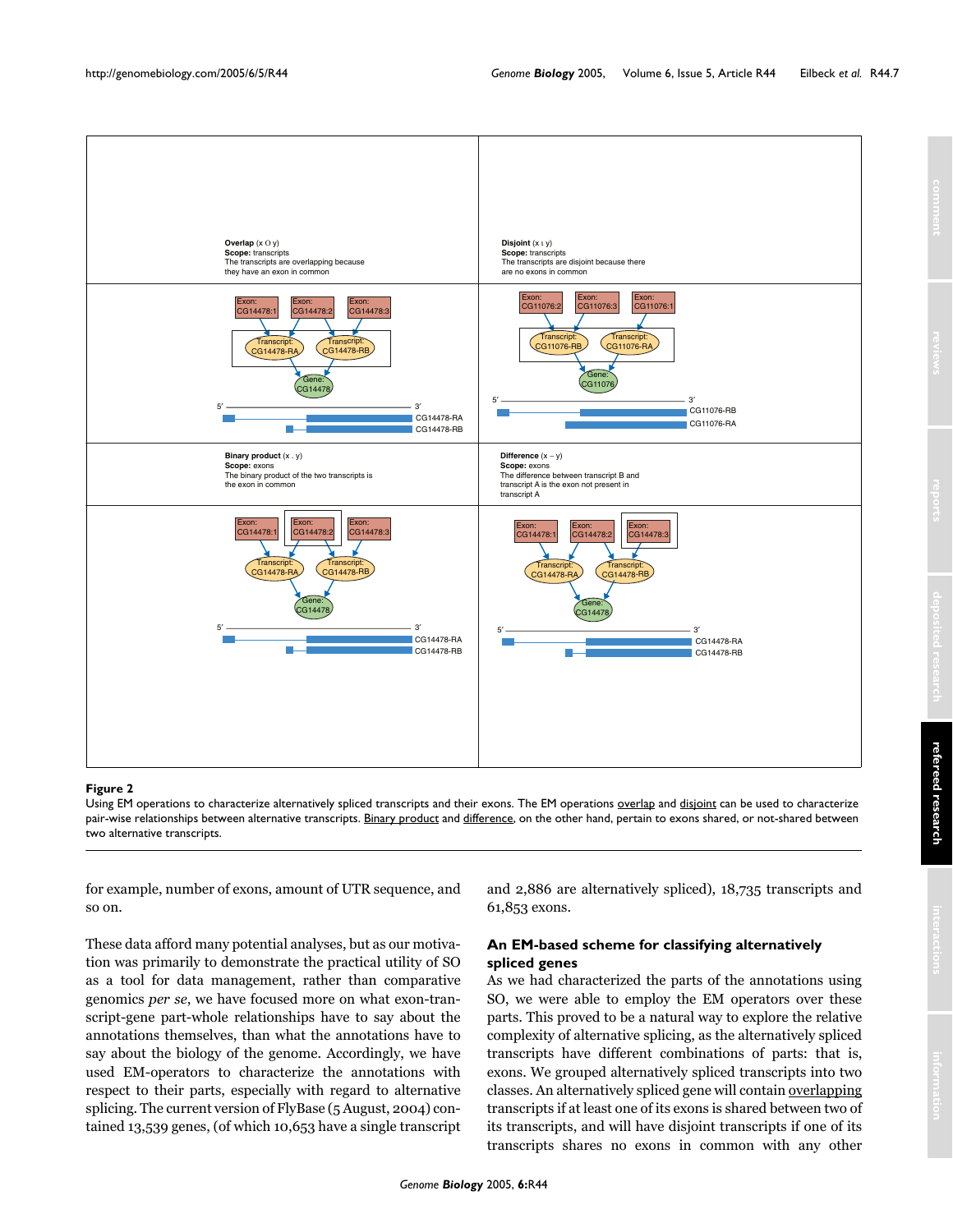**Overlap** (x O y)
**Scope:** transcripts
The transcripts are overlapping because they have an exon in common

Exon: CG14478:1
Exon: CG14478:2
Exon: CG14478:3
Transcript: CG14478-RA
Transcript: CG14478-RB
Gene: CG14478
5′
3′
CG14478-RA
CG14478-RB

**Disjoint** (x ι y)
**Scope:** transcripts
The transcripts are disjoint because there are no exons in common

Exon: CG11076:2
Exon: CG11076:3
Exon: CG11076:1
Transcript: CG11076-RB
Transcript: CG11076-RA
Gene: CG11076
5′
3′
CG11076-RB
CG11076-RA

**Binary product** (x . y)
**Scope:** exons
The binary product of the two transcripts is the exon in common

Exon: CG14478:1
Exon: CG14478:2
Exon: CG14478:3
Transcript: CG14478-RA
Transcript: CG14478-RB
Gene: CG14478
5′
3′
CG14478-RA
CG14478-RB

**Difference** (x – y)
**Scope:** exons
The difference between transcript B and transcript A is the exon not present in transcript A

Exon: CG14478:1
Exon: CG14478:2
Exon: CG14478:3
Transcript: CG14478-RA
Transcript: CG14478-RB
Gene: CG14478
5′
3′
CG14478-RA
CG14478-RB

**Figure 2**
Using EM operations to characterize alternatively spliced transcripts and their exons. The EM operations overlap and disjoint can be used to characterize pair-wise relationships between alternative transcripts. Binary product and difference, on the other hand, pertain to exons shared, or not-shared between two alternative transcripts.

for example, number of exons, amount of UTR sequence, and so on.

These data afford many potential analyses, but as our motivation was primarily to demonstrate the practical utility of SO as a tool for data management, rather than comparative genomics *per se*, we have focused more on what exon-transcript-gene part-whole relationships have to say about the annotations themselves, than what the annotations have to say about the biology of the genome. Accordingly, we have used EM-operators to characterize the annotations with respect to their parts, especially with regard to alternative splicing. The current version of FlyBase (5 August, 2004) contained 13,539 genes, (of which 10,653 have a single transcript and 2,886 are alternatively spliced), 18,735 transcripts and 61,853 exons.

### An EM-based scheme for classifying alternatively spliced genes

As we had characterized the parts of the annotations using SO, we were able to employ the EM operators over these parts. This proved to be a natural way to explore the relative complexity of alternative splicing, as the alternatively spliced transcripts have different combinations of parts: that is, exons. We grouped alternatively spliced transcripts into two classes. An alternatively spliced gene will contain overlapping transcripts if at least one of its exons is shared between two of its transcripts, and will have disjoint transcripts if one of its transcripts shares no exons in common with any other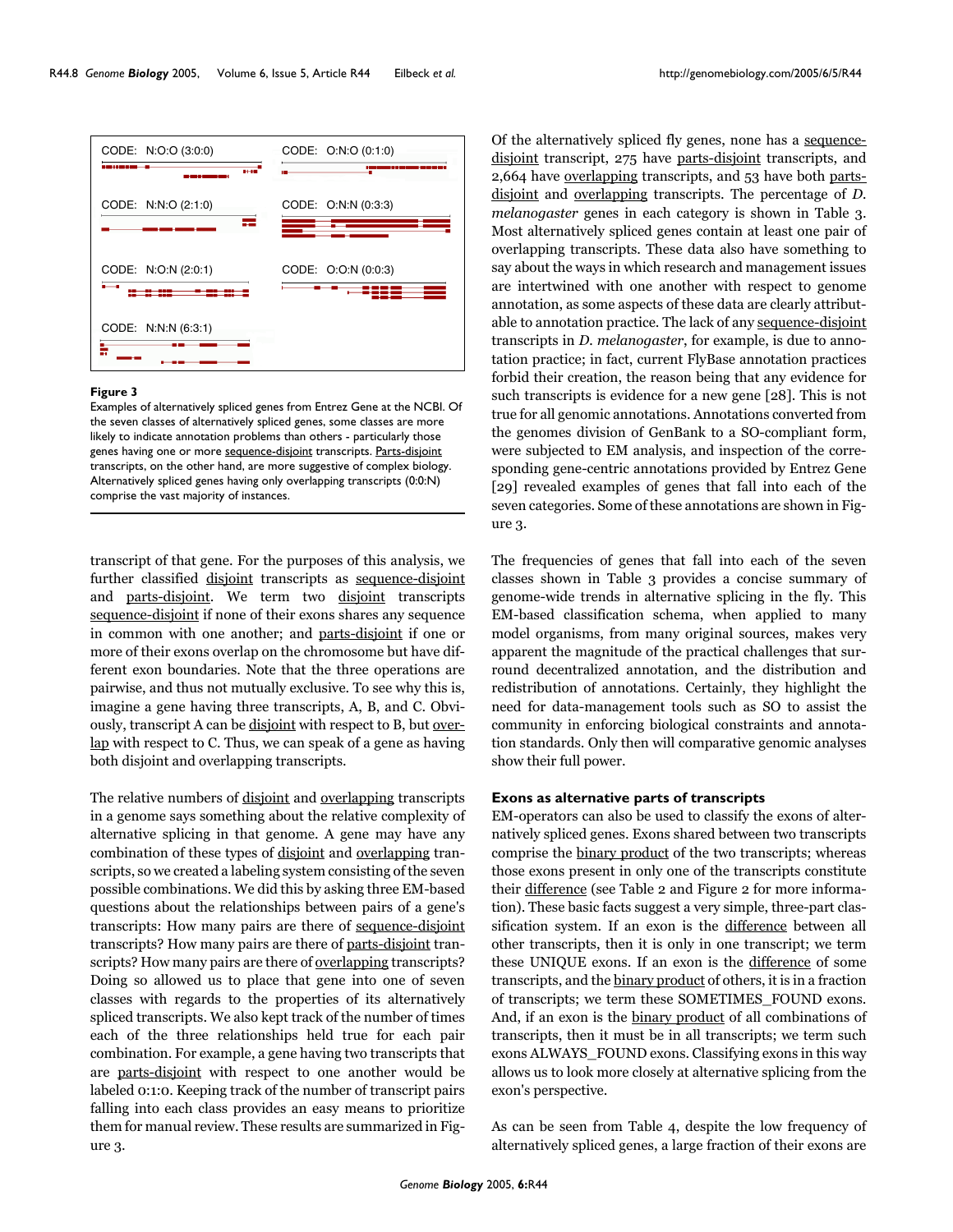CODE: N:O:O (3:0:0)

CODE: O:N:O (0:1:0)

CODE: N:N:O (2:1:0)

CODE: O:N:N (0:3:3)

CODE: N:O:N (2:0:1)

CODE: O:O:N (0:0:3)

CODE: N:N:N (6:3:1)

**Figure 3**
Examples of alternatively spliced genes from Entrez Gene at the NCBI. Of the seven classes of alternatively spliced genes, some classes are more likely to indicate annotation problems than others - particularly those genes having one or more sequence-disjoint transcripts. Parts-disjoint transcripts, on the other hand, are more suggestive of complex biology. Alternatively spliced genes having only overlapping transcripts (0:0:N) comprise the vast majority of instances.

transcript of that gene. For the purposes of this analysis, we further classified disjoint transcripts as sequence-disjoint and parts-disjoint. We term two disjoint transcripts sequence-disjoint if none of their exons shares any sequence in common with one another; and parts-disjoint if one or more of their exons overlap on the chromosome but have different exon boundaries. Note that the three operations are pairwise, and thus not mutually exclusive. To see why this is, imagine a gene having three transcripts, A, B, and C. Obviously, transcript A can be disjoint with respect to B, but overlap with respect to C. Thus, we can speak of a gene as having both disjoint and overlapping transcripts.

The relative numbers of disjoint and overlapping transcripts in a genome says something about the relative complexity of alternative splicing in that genome. A gene may have any combination of these types of disjoint and overlapping transcripts, so we created a labeling system consisting of the seven possible combinations. We did this by asking three EM-based questions about the relationships between pairs of a gene's transcripts: How many pairs are there of sequence-disjoint transcripts? How many pairs are there of parts-disjoint transcripts? How many pairs are there of overlapping transcripts? Doing so allowed us to place that gene into one of seven classes with regards to the properties of its alternatively spliced transcripts. We also kept track of the number of times each of the three relationships held true for each pair combination. For example, a gene having two transcripts that are parts-disjoint with respect to one another would be labeled 0:1:0. Keeping track of the number of transcript pairs falling into each class provides an easy means to prioritize them for manual review. These results are summarized in Figure 3.

Of the alternatively spliced fly genes, none has a sequence-disjoint transcript, 275 have parts-disjoint transcripts, and 2,664 have overlapping transcripts, and 53 have both parts-disjoint and overlapping transcripts. The percentage of *D. melanogaster* genes in each category is shown in Table 3. Most alternatively spliced genes contain at least one pair of overlapping transcripts. These data also have something to say about the ways in which research and management issues are intertwined with one another with respect to genome annotation, as some aspects of these data are clearly attributable to annotation practice. The lack of any sequence-disjoint transcripts in *D. melanogaster*, for example, is due to annotation practice; in fact, current FlyBase annotation practices forbid their creation, the reason being that any evidence for such transcripts is evidence for a new gene [28]. This is not true for all genomic annotations. Annotations converted from the genomes division of GenBank to a SO-compliant form, were subjected to EM analysis, and inspection of the corresponding gene-centric annotations provided by Entrez Gene [29] revealed examples of genes that fall into each of the seven categories. Some of these annotations are shown in Figure 3.

The frequencies of genes that fall into each of the seven classes shown in Table 3 provides a concise summary of genome-wide trends in alternative splicing in the fly. This EM-based classification schema, when applied to many model organisms, from many original sources, makes very apparent the magnitude of the practical challenges that surround decentralized annotation, and the distribution and redistribution of annotations. Certainly, they highlight the need for data-management tools such as SO to assist the community in enforcing biological constraints and annotation standards. Only then will comparative genomic analyses show their full power.

### Exons as alternative parts of transcripts

EM-operators can also be used to classify the exons of alternatively spliced genes. Exons shared between two transcripts comprise the binary product of the two transcripts; whereas those exons present in only one of the transcripts constitute their difference (see Table 2 and Figure 2 for more information). These basic facts suggest a very simple, three-part classification system. If an exon is the difference between all other transcripts, then it is only in one transcript; we term these UNIQUE exons. If an exon is the difference of some transcripts, and the binary product of others, it is in a fraction of transcripts; we term these SOMETIMES_FOUND exons. And, if an exon is the binary product of all combinations of transcripts, then it must be in all transcripts; we term such exons ALWAYS_FOUND exons. Classifying exons in this way allows us to look more closely at alternative splicing from the exon's perspective.

As can be seen from Table 4, despite the low frequency of alternatively spliced genes, a large fraction of their exons are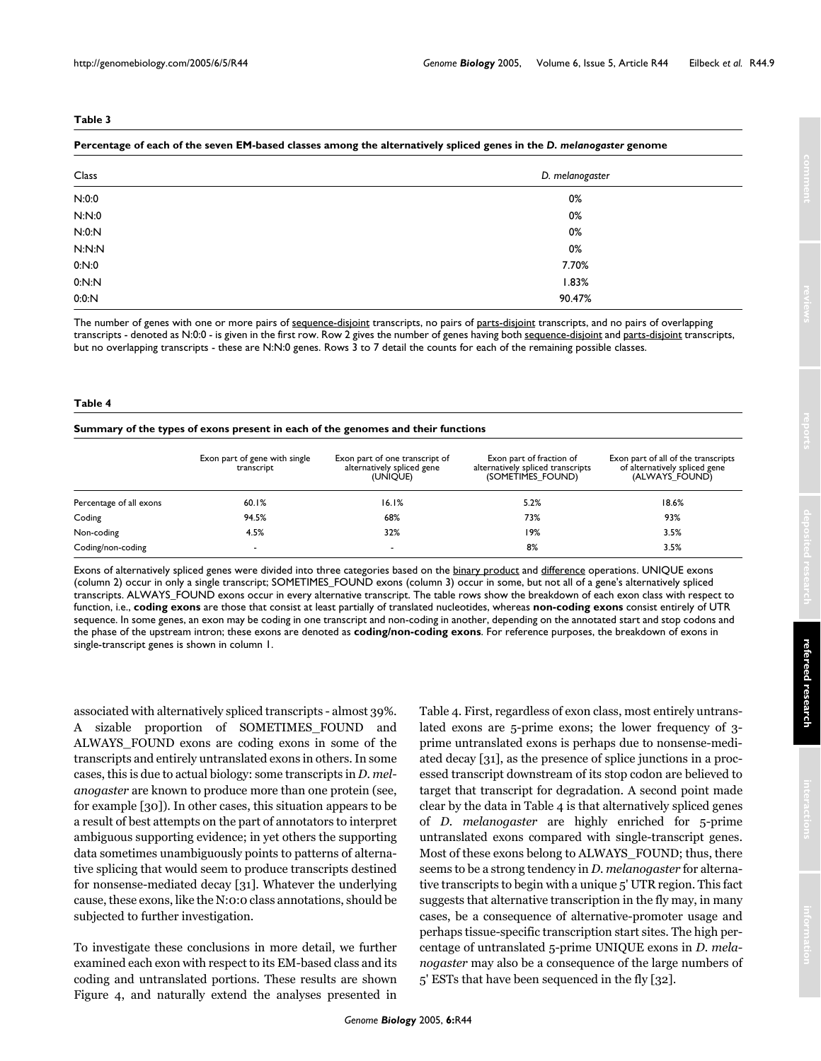**Table 3**

**Percentage of each of the seven EM-based classes among the alternatively spliced genes in the *D. melanogaster* genome**

| Class | *D. melanogaster* |
|---|---|
| N:0:0 | 0% |
| N:N:0 | 0% |
| N:0:N | 0% |
| N:N:N | 0% |
| 0:N:0 | 7.70% |
| 0:N:N | 1.83% |
| 0:0:N | 90.47% |

The number of genes with one or more pairs of sequence-disjoint transcripts, no pairs of parts-disjoint transcripts, and no pairs of overlapping transcripts - denoted as N:0:0 - is given in the first row. Row 2 gives the number of genes having both sequence-disjoint and parts-disjoint transcripts, but no overlapping transcripts - these are N:N:0 genes. Rows 3 to 7 detail the counts for each of the remaining possible classes.

**Table 4**

**Summary of the types of exons present in each of the genomes and their functions**

| | Exon part of gene with single transcript | Exon part of one transcript of alternatively spliced gene (UNIQUE) | Exon part of fraction of alternatively spliced transcripts (SOMETIMES_FOUND) | Exon part of all of the transcripts of alternatively spliced gene (ALWAYS_FOUND) |
|---|---|---|---|---|
| Percentage of all exons | 60.1% | 16.1% | 5.2% | 18.6% |
| Coding | 94.5% | 68% | 73% | 93% |
| Non-coding | 4.5% | 32% | 19% | 3.5% |
| Coding/non-coding | - | - | 8% | 3.5% |

Exons of alternatively spliced genes were divided into three categories based on the binary product and difference operations. UNIQUE exons (column 2) occur in only a single transcript; SOMETIMES_FOUND exons (column 3) occur in some, but not all of a gene's alternatively spliced transcripts. ALWAYS_FOUND exons occur in every alternative transcript. The table rows show the breakdown of each exon class with respect to function, i.e., **coding exons** are those that consist at least partially of translated nucleotides, whereas **non-coding exons** consist entirely of UTR sequence. In some genes, an exon may be coding in one transcript and non-coding in another, depending on the annotated start and stop codons and the phase of the upstream intron; these exons are denoted as **coding/non-coding exons**. For reference purposes, the breakdown of exons in single-transcript genes is shown in column 1.

associated with alternatively spliced transcripts - almost 39%. A sizable proportion of SOMETIMES_FOUND and ALWAYS_FOUND exons are coding exons in some of the transcripts and entirely untranslated exons in others. In some cases, this is due to actual biology: some transcripts in *D. melanogaster* are known to produce more than one protein (see, for example [30]). In other cases, this situation appears to be a result of best attempts on the part of annotators to interpret ambiguous supporting evidence; in yet others the supporting data sometimes unambiguously points to patterns of alternative splicing that would seem to produce transcripts destined for nonsense-mediated decay [31]. Whatever the underlying cause, these exons, like the N:0:0 class annotations, should be subjected to further investigation.

To investigate these conclusions in more detail, we further examined each exon with respect to its EM-based class and its coding and untranslated portions. These results are shown Figure 4, and naturally extend the analyses presented in Table 4. First, regardless of exon class, most entirely untranslated exons are 5-prime exons; the lower frequency of 3-prime untranslated exons is perhaps due to nonsense-mediated decay [31], as the presence of splice junctions in a processed transcript downstream of its stop codon are believed to target that transcript for degradation. A second point made clear by the data in Table 4 is that alternatively spliced genes of *D. melanogaster* are highly enriched for 5-prime untranslated exons compared with single-transcript genes. Most of these exons belong to ALWAYS_FOUND; thus, there seems to be a strong tendency in *D. melanogaster* for alternative transcripts to begin with a unique 5' UTR region. This fact suggests that alternative transcription in the fly may, in many cases, be a consequence of alternative-promoter usage and perhaps tissue-specific transcription start sites. The high percentage of untranslated 5-prime UNIQUE exons in *D. melanogaster* may also be a consequence of the large numbers of 5' ESTs that have been sequenced in the fly [32].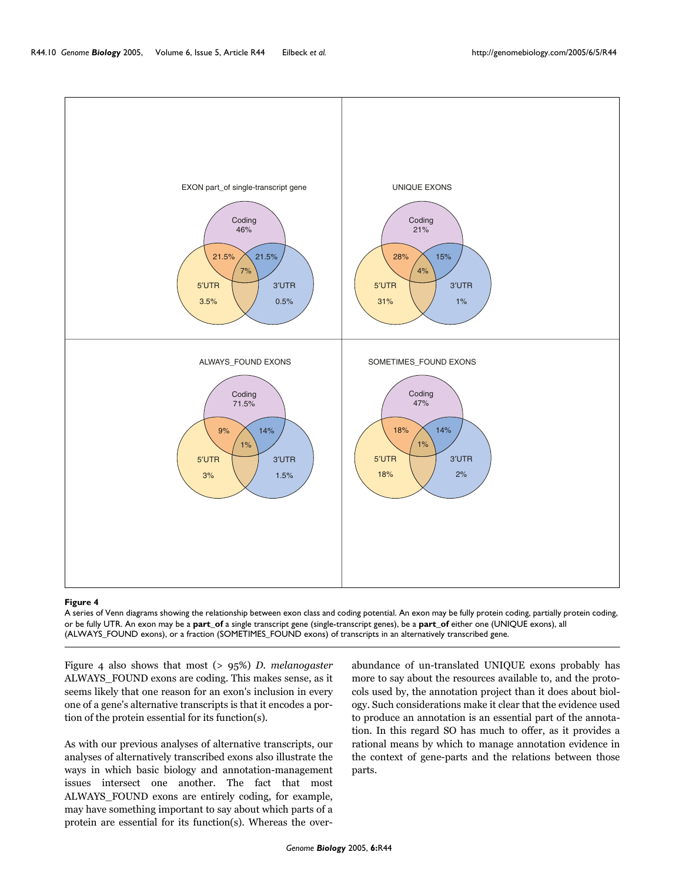EXON part_of single-transcript gene

Coding
46%

21.5%

21.5%

7%

5′UTR

3.5%

3′UTR

0.5%

UNIQUE EXONS

Coding
21%

28%

15%

4%

5′UTR

31%

3′UTR

1%

ALWAYS_FOUND EXONS

Coding
71.5%

9%

14%

1%

5′UTR

3%

3′UTR

1.5%

SOMETIMES_FOUND EXONS

Coding
47%

18%

14%

1%

5′UTR

18%

3′UTR

2%

**Figure 4**

A series of Venn diagrams showing the relationship between exon class and coding potential. An exon may be fully protein coding, partially protein coding, or be fully UTR. An exon may be a **part_of** a single transcript gene (single-transcript genes), be a **part_of** either one (UNIQUE exons), all (ALWAYS_FOUND exons), or a fraction (SOMETIMES_FOUND exons) of transcripts in an alternatively transcribed gene.

Figure 4 also shows that most (> 95%) *D. melanogaster* ALWAYS_FOUND exons are coding. This makes sense, as it seems likely that one reason for an exon's inclusion in every one of a gene's alternative transcripts is that it encodes a portion of the protein essential for its function(s).

As with our previous analyses of alternative transcripts, our analyses of alternatively transcribed exons also illustrate the ways in which basic biology and annotation-management issues intersect one another. The fact that most ALWAYS_FOUND exons are entirely coding, for example, may have something important to say about which parts of a protein are essential for its function(s). Whereas the overabundance of un-translated UNIQUE exons probably has more to say about the resources available to, and the protocols used by, the annotation project than it does about biology. Such considerations make it clear that the evidence used to produce an annotation is an essential part of the annotation. In this regard SO has much to offer, as it provides a rational means by which to manage annotation evidence in the context of gene-parts and the relations between those parts.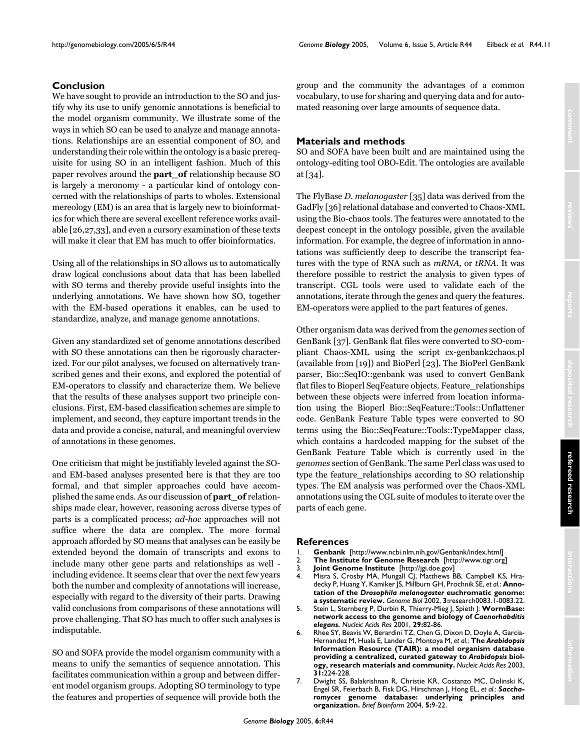## Conclusion

We have sought to provide an introduction to the SO and justify why its use to unify genomic annotations is beneficial to the model organism community. We illustrate some of the ways in which SO can be used to analyze and manage annotations. Relationships are an essential component of SO, and understanding their role within the ontology is a basic prerequisite for using SO in an intelligent fashion. Much of this paper revolves around the **part_of** relationship because SO is largely a meronomy - a particular kind of ontology concerned with the relationships of parts to wholes. Extensional mereology (EM) is an area that is largely new to bioinformatics for which there are several excellent reference works available [26,27,33], and even a cursory examination of these texts will make it clear that EM has much to offer bioinformatics.

Using all of the relationships in SO allows us to automatically draw logical conclusions about data that has been labelled with SO terms and thereby provide useful insights into the underlying annotations. We have shown how SO, together with the EM-based operations it enables, can be used to standardize, analyze, and manage genome annotations.

Given any standardized set of genome annotations described with SO these annotations can then be rigorously characterized. For our pilot analyses, we focused on alternatively transcribed genes and their exons, and explored the potential of EM-operators to classify and characterize them. We believe that the results of these analyses support two principle conclusions. First, EM-based classification schemes are simple to implement, and second, they capture important trends in the data and provide a concise, natural, and meaningful overview of annotations in these genomes.

One criticism that might be justifiably leveled against the SO- and EM-based analyses presented here is that they are too formal, and that simpler approaches could have accomplished the same ends. As our discussion of **part_of** relationships made clear, however, reasoning across diverse types of parts is a complicated process; *ad-hoc* approaches will not suffice where the data are complex. The more formal approach afforded by SO means that analyses can be easily be extended beyond the domain of transcripts and exons to include many other gene parts and relationships as well - including evidence. It seems clear that over the next few years both the number and complexity of annotations will increase, especially with regard to the diversity of their parts. Drawing valid conclusions from comparisons of these annotations will prove challenging. That SO has much to offer such analyses is indisputable.

SO and SOFA provide the model organism community with a means to unify the semantics of sequence annotation. This facilitates communication within a group and between different model organism groups. Adopting SO terminology to type the features and properties of sequence will provide both the group and the community the advantages of a common vocabulary, to use for sharing and querying data and for automated reasoning over large amounts of sequence data.

## Materials and methods

SO and SOFA have been built and are maintained using the ontology-editing tool OBO-Edit. The ontologies are available at [34].

The FlyBase *D. melanogaster* [35] data was derived from the GadFly [36] relational database and converted to Chaos-XML using the Bio-chaos tools. The features were annotated to the deepest concept in the ontology possible, given the available information. For example, the degree of information in annotations was sufficiently deep to describe the transcript features with the type of RNA such as *mRNA*, or *tRNA*. It was therefore possible to restrict the analysis to given types of transcript. CGL tools were used to validate each of the annotations, iterate through the genes and query the features. EM-operators were applied to the part features of genes.

Other organism data was derived from the *genomes* section of GenBank [37]. GenBank flat files were converted to SO-compliant Chaos-XML using the script cx-genbank2chaos.pl (available from [19]) and BioPerl [23]. The BioPerl GenBank parser, Bio::SeqIO::genbank was used to convert GenBank flat files to Bioperl SeqFeature objects. Feature_relationships between these objects were inferred from location information using the Bioperl Bio::SeqFeature::Tools::Unflattener code. GenBank Feature Table types were converted to SO terms using the Bio::SeqFeature::Tools::TypeMapper class, which contains a hardcoded mapping for the subset of the GenBank Feature Table which is currently used in the *genomes* section of GenBank. The same Perl class was used to type the feature_relationships according to SO relationship types. The EM analysis was performed over the Chaos-XML annotations using the CGL suite of modules to iterate over the parts of each gene.

## References

1. **Genbank** [http://www.ncbi.nlm.nih.gov/Genbank/index.html]
2. **The Institute for Genome Research** [http://www.tigr.org]
3. **Joint Genome Institute** [http://jgi.doe.gov]
4. Misra S, Crosby MA, Mungall CJ, Matthews BB, Campbell KS, Hradecky P, Huang Y, Kamiker JS, Millburn GH, Prochnik SE, *et al.*: **Annotation of the *Drosophila melanogaster* euchromatic genome: a systematic review.** *Genome Biol* 2002, **3:**research0083.1-0083.22.
5. Stein L, Sternberg P, Durbin R, Thierry-Mieg J, Spieth J: **WormBase: network access to the genome and biology of *Caenorhabditis elegans*.** *Nucleic Acids Res* 2001, **29:**82-86.
6. Rhee SY, Beavis W, Berardini TZ, Chen G, Dixon D, Doyle A, Garcia-Hernandez M, Huala E, Lander G, Montoya M, *et al.*: **The *Arabidopsis* Information Resource (TAIR): a model organism database providing a centralized, curated gateway to *Arabidopsis* biology, research materials and community.** *Nucleic Acids Res* 2003, **31:**224-228.
7. Dwight SS, Balakrishnan R, Christie KR, Costanzo MC, Dolinski K, Engel SR, Feierbach B, Fisk DG, Hirschman J, Hong EL, *et al.*: ***Saccharomyces* genome database: underlying principles and organization.** *Brief Bioinform* 2004, **5:**9-22.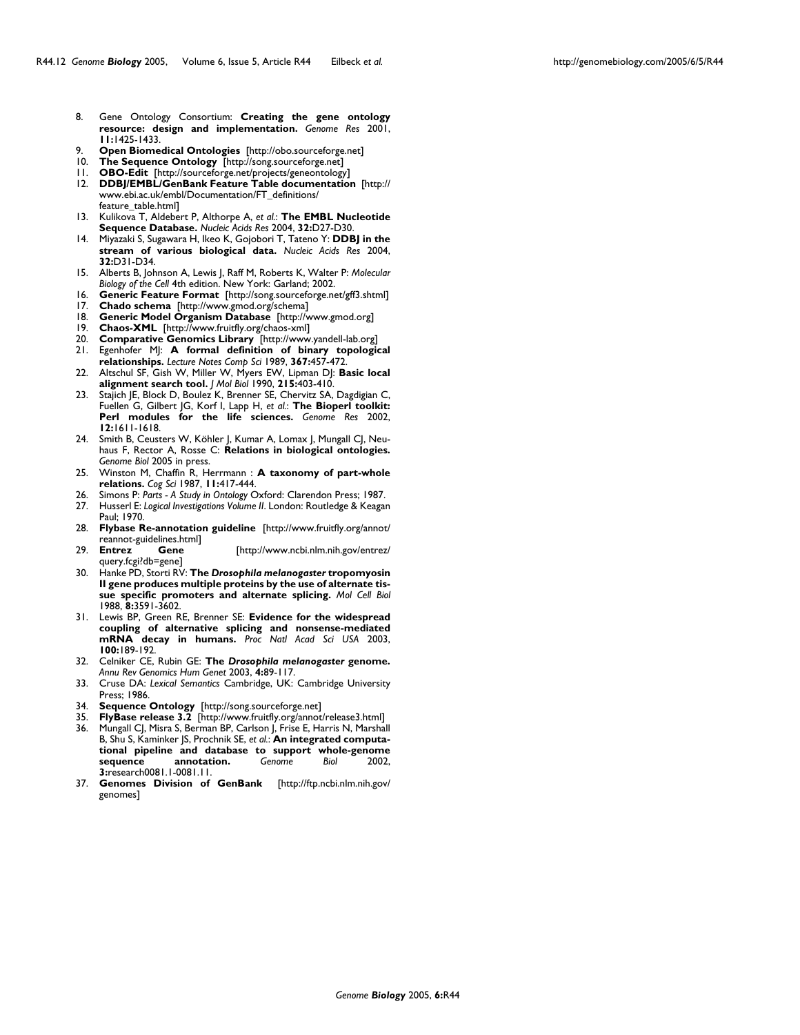8. Gene Ontology Consortium: **Creating the gene ontology resource: design and implementation.** *Genome Res* 2001, **11:**1425-1433.
9. **Open Biomedical Ontologies** [http://obo.sourceforge.net]
10. **The Sequence Ontology** [http://song.sourceforge.net]
11. **OBO-Edit** [http://sourceforge.net/projects/geneontology]
12. **DDBJ/EMBL/GenBank Feature Table documentation** [http://www.ebi.ac.uk/embl/Documentation/FT_definitions/feature_table.html]
13. Kulikova T, Aldebert P, Althorpe A, *et al.*: **The EMBL Nucleotide Sequence Database.** *Nucleic Acids Res* 2004, **32:**D27-D30.
14. Miyazaki S, Sugawara H, Ikeo K, Gojobori T, Tateno Y: **DDBJ in the stream of various biological data.** *Nucleic Acids Res* 2004, **32:**D31-D34.
15. Alberts B, Johnson A, Lewis J, Raff M, Roberts K, Walter P: *Molecular Biology of the Cell* 4th edition. New York: Garland; 2002.
16. **Generic Feature Format** [http://song.sourceforge.net/gff3.shtml]
17. **Chado schema** [http://www.gmod.org/schema]
18. **Generic Model Organism Database** [http://www.gmod.org]
19. **Chaos-XML** [http://www.fruitfly.org/chaos-xml]
20. **Comparative Genomics Library** [http://www.yandell-lab.org]
21. Egenhofer MJ: **A formal definition of binary topological relationships.** *Lecture Notes Comp Sci* 1989, **367:**457-472.
22. Altschul SF, Gish W, Miller W, Myers EW, Lipman DJ: **Basic local alignment search tool.** *J Mol Biol* 1990, **215:**403-410.
23. Stajich JE, Block D, Boulez K, Brenner SE, Chervitz SA, Dagdigian C, Fuellen G, Gilbert JG, Korf I, Lapp H, *et al.*: **The Bioperl toolkit: Perl modules for the life sciences.** *Genome Res* 2002, **12:**1611-1618.
24. Smith B, Ceusters W, Köhler J, Kumar A, Lomax J, Mungall CJ, Neuhaus F, Rector A, Rosse C: **Relations in biological ontologies.** *Genome Biol* 2005 in press.
25. Winston M, Chaffin R, Herrmann : **A taxonomy of part-whole relations.** *Cog Sci* 1987, **11:**417-444.
26. Simons P: *Parts - A Study in Ontology* Oxford: Clarendon Press; 1987.
27. Husserl E: *Logical Investigations Volume II*. London: Routledge & Keagan Paul; 1970.
28. **Flybase Re-annotation guideline** [http://www.fruitfly.org/annot/reannot-guidelines.html]
29. **Entrez Gene** [http://www.ncbi.nlm.nih.gov/entrez/query.fcgi?db=gene]
30. Hanke PD, Storti RV: **The *Drosophila melanogaster* tropomyosin II gene produces multiple proteins by the use of alternate tissue specific promoters and alternate splicing.** *Mol Cell Biol* 1988, **8:**3591-3602.
31. Lewis BP, Green RE, Brenner SE: **Evidence for the widespread coupling of alternative splicing and nonsense-mediated mRNA decay in humans.** *Proc Natl Acad Sci USA* 2003, **100:**189-192.
32. Celniker CE, Rubin GE: **The *Drosophila melanogaster* genome.** *Annu Rev Genomics Hum Genet* 2003, **4:**89-117.
33. Cruse DA: *Lexical Semantics* Cambridge, UK: Cambridge University Press; 1986.
34. **Sequence Ontology** [http://song.sourceforge.net]
35. **FlyBase release 3.2** [http://www.fruitfly.org/annot/release3.html]
36. Mungall CJ, Misra S, Berman BP, Carlson J, Frise E, Harris N, Marshall B, Shu S, Kaminker JS, Prochnik SE, *et al.*: **An integrated computational pipeline and database to support whole-genome sequence annotation.** *Genome Biol* 2002, **3:**research0081.1-0081.11.
37. **Genomes Division of GenBank** [http://ftp.ncbi.nlm.nih.gov/genomes]